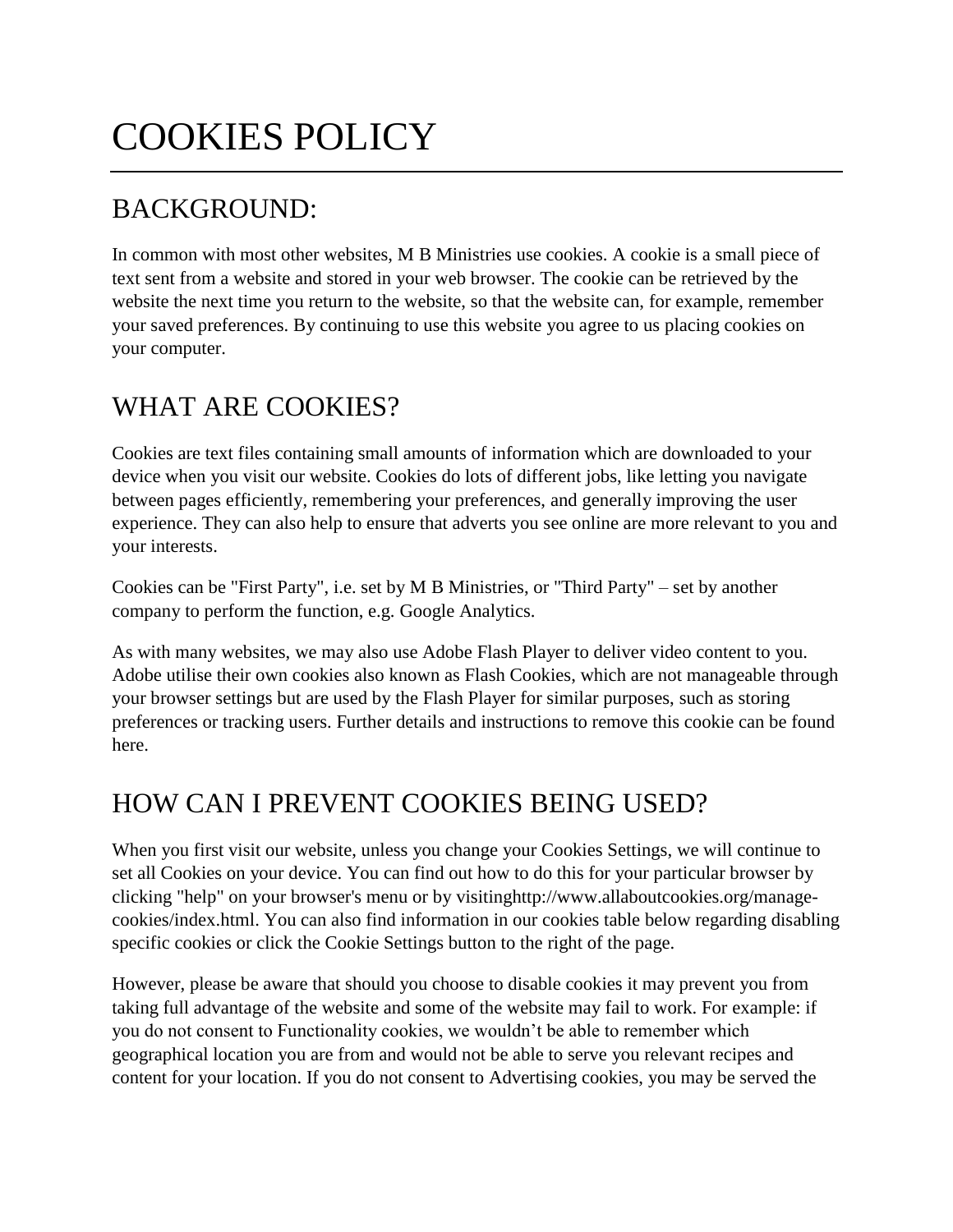# COOKIES POLICY

## BACKGROUND:

In common with most other websites, M B Ministries use cookies. A cookie is a small piece of text sent from a website and stored in your web browser. The cookie can be retrieved by the website the next time you return to the website, so that the website can, for example, remember your saved preferences. By continuing to use this website you agree to us placing cookies on your computer.

## WHAT ARE COOKIES?

Cookies are text files containing small amounts of information which are downloaded to your device when you visit our website. Cookies do lots of different jobs, like letting you navigate between pages efficiently, remembering your preferences, and generally improving the user experience. They can also help to ensure that adverts you see online are more relevant to you and your interests.

Cookies can be "First Party", i.e. set by M B Ministries, or "Third Party" – set by another company to perform the function, e.g. Google Analytics.

As with many websites, we may also use Adobe Flash Player to deliver video content to you. Adobe utilise their own cookies also known as Flash Cookies, which are not manageable through your browser settings but are used by the Flash Player for similar purposes, such as storing preferences or tracking users. Further details and instructions to remove this cookie can be found here.

## HOW CAN I PREVENT COOKIES BEING USED?

When you first visit our website, unless you change your Cookies Settings, we will continue to set all Cookies on your device. You can find out how to do this for your particular browser by clicking "help" on your browser's menu or by visitinghttp://www.allaboutcookies.org/manage-cookies/index.html. You can also find information in our cookies table below regarding disabling specific cookies or click the Cookie Settings button to the right of the page.

However, please be aware that should you choose to disable cookies it may prevent you from taking full advantage of the website and some of the website may fail to work. For example: if you do not consent to Functionality cookies, we wouldn't be able to remember which geographical location you are from and would not be able to serve you relevant recipes and content for your location. If you do not consent to Advertising cookies, you may be served the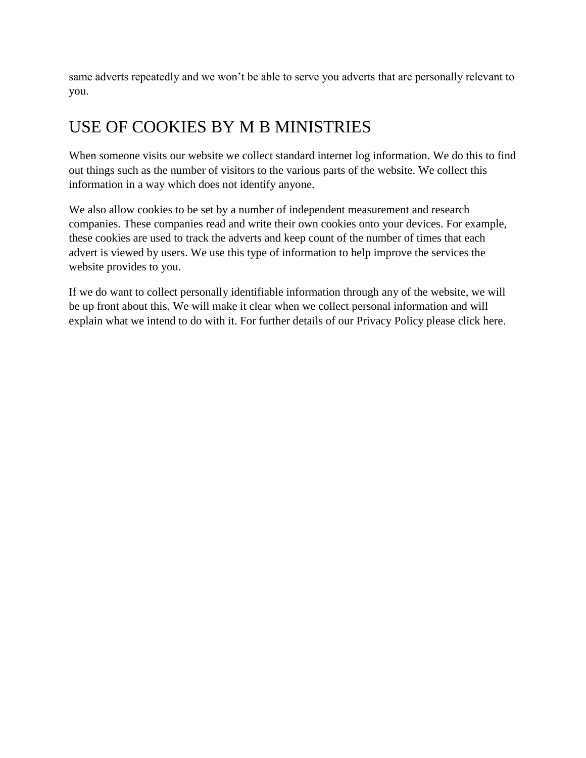same adverts repeatedly and we won't be able to serve you adverts that are personally relevant to you.

## USE OF COOKIES BY M B MINISTRIES

When someone visits our website we collect standard internet log information. We do this to find out things such as the number of visitors to the various parts of the website. We collect this information in a way which does not identify anyone.

We also allow cookies to be set by a number of independent measurement and research companies. These companies read and write their own cookies onto your devices. For example, these cookies are used to track the adverts and keep count of the number of times that each advert is viewed by users. We use this type of information to help improve the services the website provides to you.

If we do want to collect personally identifiable information through any of the website, we will be up front about this. We will make it clear when we collect personal information and will explain what we intend to do with it. For further details of our Privacy Policy please click here.